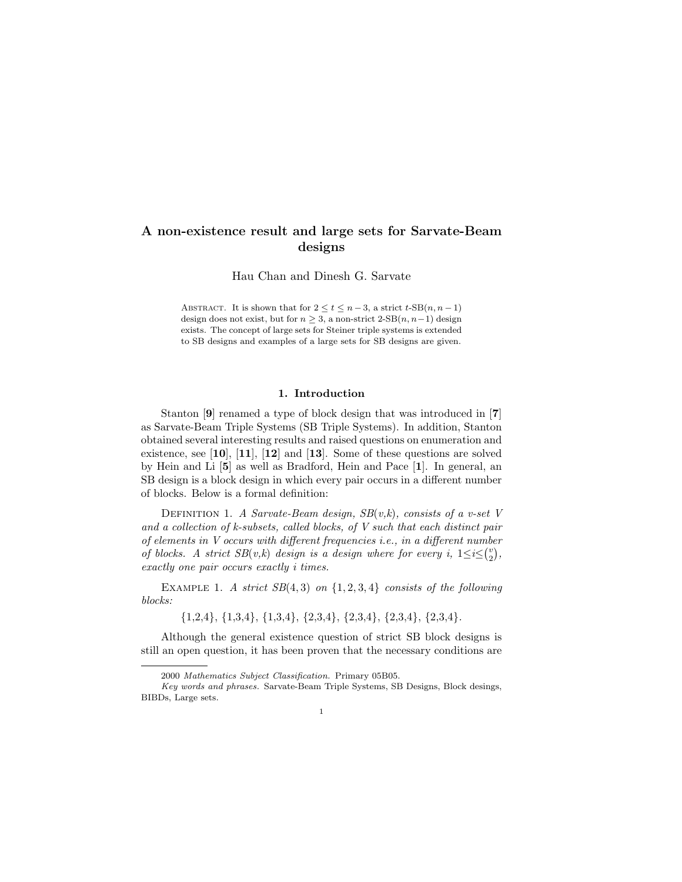# A non-existence result and large sets for Sarvate-Beam designs

Hau Chan and Dinesh G. Sarvate

ABSTRACT. It is shown that for $2 \leq t \leq n-3$, a strict $t$-SB$(n, n-1)$ design does not exist, but for $n \geq 3$, a non-strict 2-SB$(n, n-1)$ design exists. The concept of large sets for Steiner triple systems is extended to SB designs and examples of a large sets for SB designs are given.

## 1. Introduction

Stanton [**9**] renamed a type of block design that was introduced in [**7**] as Sarvate-Beam Triple Systems (SB Triple Systems). In addition, Stanton obtained several interesting results and raised questions on enumeration and existence, see [**10**], [**11**], [**12**] and [**13**]. Some of these questions are solved by Hein and Li [**5**] as well as Bradford, Hein and Pace [**1**]. In general, an SB design is a block design in which every pair occurs in a different number of blocks. Below is a formal definition:

DEFINITION 1. *A Sarvate-Beam design, SB(v,k), consists of a v-set V and a collection of k-subsets, called blocks, of V such that each distinct pair of elements in V occurs with different frequencies i.e., in a different number of blocks. A strict SB(v,k) design is a design where for every i,* $1 \leq i \leq \binom{v}{2}$, *exactly one pair occurs exactly i times.*

EXAMPLE 1. *A strict SB*$(4,3)$ *on* $\{1,2,3,4\}$ *consists of the following blocks:*

{1,2,4}, {1,3,4}, {1,3,4}, {2,3,4}, {2,3,4}, {2,3,4}, {2,3,4}.

Although the general existence question of strict SB block designs is still an open question, it has been proven that the necessary conditions are

---

2000 *Mathematics Subject Classification.* Primary 05B05.

*Key words and phrases.* Sarvate-Beam Triple Systems, SB Designs, Block desings, BIBDs, Large sets.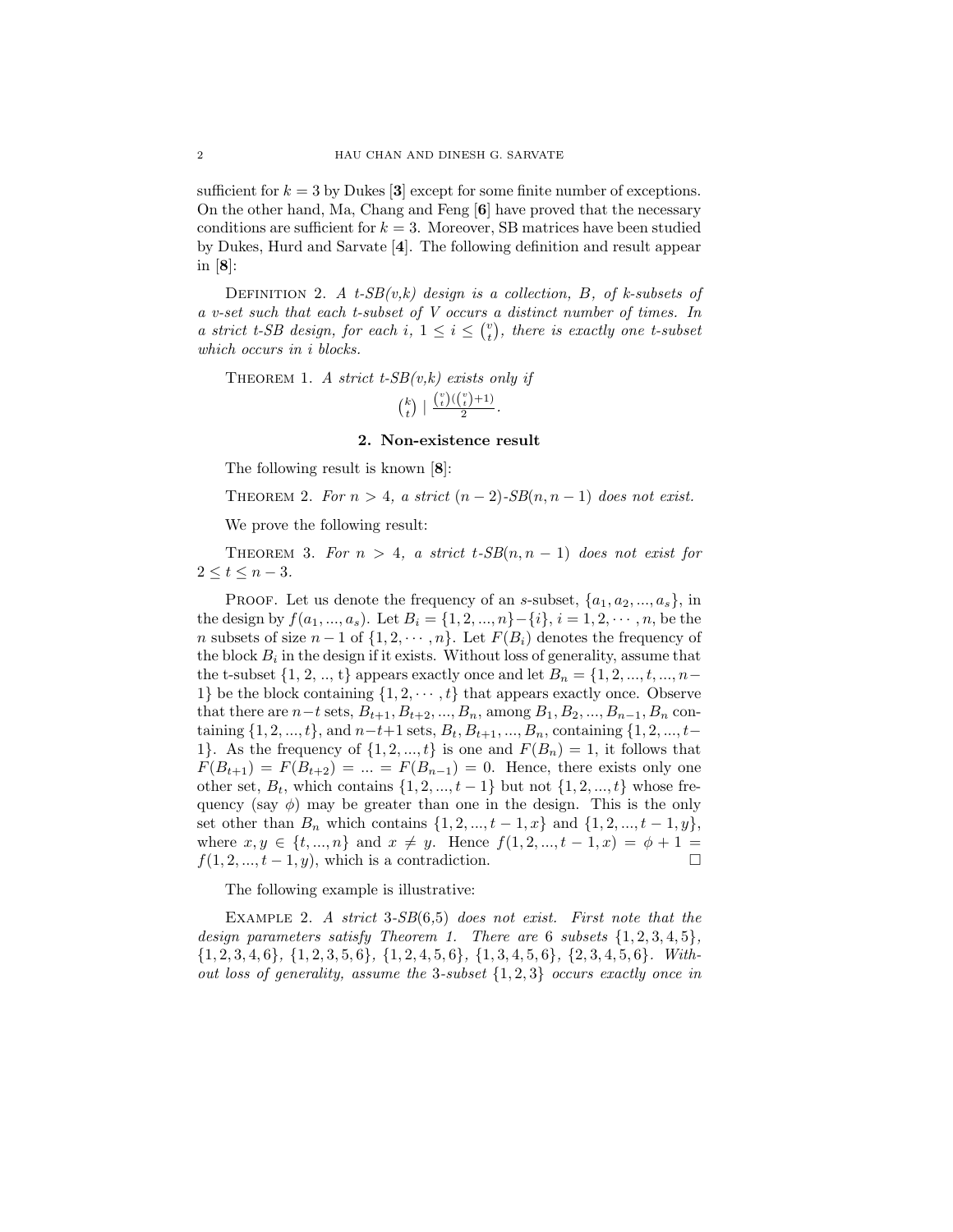sufficient for $k = 3$ by Dukes [**3**] except for some finite number of exceptions. On the other hand, Ma, Chang and Feng [**6**] have proved that the necessary conditions are sufficient for $k = 3$. Moreover, SB matrices have been studied by Dukes, Hurd and Sarvate [**4**]. The following definition and result appear in [**8**]:

Definition 2. *A t-SB(v,k) design is a collection, $B$, of $k$-subsets of a $v$-set such that each $t$-subset of $V$ occurs a distinct number of times. In a strict t-SB design, for each $i$, $1 \leq i \leq \binom{v}{t}$, there is exactly one $t$-subset which occurs in $i$ blocks.*

Theorem 1. *A strict t-SB(v,k) exists only if*

$$\binom{k}{t} \mid \frac{\binom{v}{t}(\binom{v}{t}+1)}{2}.$$

## 2. Non-existence result

The following result is known [**8**]:

Theorem 2. *For $n > 4$, a strict $(n-2)$-SB$(n, n-1)$ does not exist.*

We prove the following result:

Theorem 3. *For $n > 4$, a strict $t$-SB$(n, n-1)$ does not exist for $2 \leq t \leq n-3$.*

Proof. Let us denote the frequency of an $s$-subset, $\{a_1, a_2, ..., a_s\}$, in the design by $f(a_1, ..., a_s)$. Let $B_i = \{1, 2, ..., n\} - \{i\}$, $i = 1, 2, \cdots, n$, be the $n$ subsets of size $n-1$ of $\{1, 2, \cdots, n\}$. Let $F(B_i)$ denotes the frequency of the block $B_i$ in the design if it exists. Without loss of generality, assume that the t-subset $\{1, 2, .., t\}$ appears exactly once and let $B_n = \{1, 2, ..., t, ..., n-1\}$ be the block containing $\{1, 2, \cdots, t\}$ that appears exactly once. Observe that there are $n-t$ sets, $B_{t+1}, B_{t+2}, ..., B_n$, among $B_1, B_2, ..., B_{n-1}, B_n$ containing $\{1, 2, ..., t\}$, and $n-t+1$ sets, $B_t, B_{t+1}, ..., B_n$, containing $\{1, 2, ..., t-1\}$. As the frequency of $\{1, 2, ..., t\}$ is one and $F(B_n) = 1$, it follows that $F(B_{t+1}) = F(B_{t+2}) = ... = F(B_{n-1}) = 0$. Hence, there exists only one other set, $B_t$, which contains $\{1, 2, ..., t-1\}$ but not $\{1, 2, ..., t\}$ whose frequency (say $\phi$) may be greater than one in the design. This is the only set other than $B_n$ which contains $\{1, 2, ..., t-1, x\}$ and $\{1, 2, ..., t-1, y\}$, where $x, y \in \{t, ..., n\}$ and $x \neq y$. Hence $f(1, 2, ..., t-1, x) = \phi + 1 = f(1, 2, ..., t-1, y)$, which is a contradiction. □

The following example is illustrative:

Example 2. *A strict 3-SB(6,5) does not exist. First note that the design parameters satisfy Theorem 1. There are 6 subsets $\{1, 2, 3, 4, 5\}$, $\{1, 2, 3, 4, 6\}$, $\{1, 2, 3, 5, 6\}$, $\{1, 2, 4, 5, 6\}$, $\{1, 3, 4, 5, 6\}$, $\{2, 3, 4, 5, 6\}$. Without loss of generality, assume the 3-subset $\{1, 2, 3\}$ occurs exactly once in*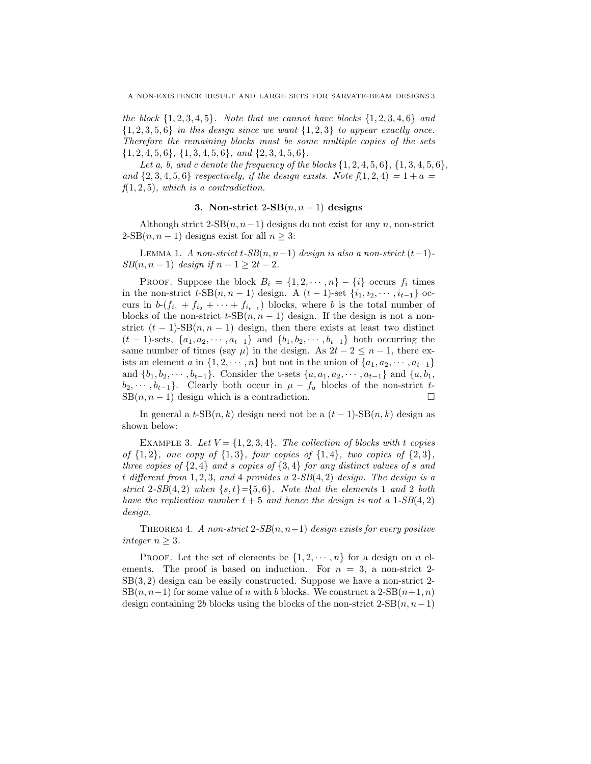*the block* $\{1,2,3,4,5\}$*. Note that we cannot have blocks* $\{1,2,3,4,6\}$ *and* $\{1,2,3,5,6\}$ *in this design since we want* $\{1,2,3\}$ *to appear exactly once. Therefore the remaining blocks must be some multiple copies of the sets* $\{1,2,4,5,6\}$*,* $\{1,3,4,5,6\}$*, and* $\{2,3,4,5,6\}$*.*

*Let a, b, and c denote the frequency of the blocks* $\{1,2,4,5,6\}$*,* $\{1,3,4,5,6\}$*, and* $\{2,3,4,5,6\}$ *respectively, if the design exists. Note* $f(1,2,4) = 1+a = f(1,2,5)$*, which is a contradiction.*

## 3. Non-strict 2-SB$(n, n-1)$ designs

Although strict 2-SB$(n, n-1)$ designs do not exist for any $n$, non-strict 2-SB$(n, n-1)$ designs exist for all $n \geq 3$:

LEMMA 1. *A non-strict* $t$*-SB*$(n, n-1)$ *design is also a non-strict* $(t-1)$*-SB*$(n, n-1)$ *design if* $n-1 \geq 2t-2$*.*

PROOF. Suppose the block $B_i = \{1,2,\cdots,n\} - \{i\}$ occurs $f_i$ times in the non-strict $t$-SB$(n, n-1)$ design. A $(t-1)$-set $\{i_1, i_2, \cdots, i_{t-1}\}$ occurs in $b$-$(f_{i_1} + f_{i_2} + \cdots + f_{i_{t-1}})$ blocks, where $b$ is the total number of blocks of the non-strict $t$-SB$(n, n-1)$ design. If the design is not a non-strict $(t-1)$-SB$(n, n-1)$ design, then there exists at least two distinct $(t-1)$-sets, $\{a_1, a_2, \cdots, a_{t-1}\}$ and $\{b_1, b_2, \cdots, b_{t-1}\}$ both occurring the same number of times (say $\mu$) in the design. As $2t-2 \leq n-1$, there exists an element $a$ in $\{1,2,\cdots,n\}$ but not in the union of $\{a_1, a_2, \cdots, a_{t-1}\}$ and $\{b_1, b_2, \cdots, b_{t-1}\}$. Consider the t-sets $\{a, a_1, a_2, \cdots, a_{t-1}\}$ and $\{a, b_1, b_2, \cdots, b_{t-1}\}$. Clearly both occur in $\mu - f_a$ blocks of the non-strict $t$-SB$(n, n-1)$ design which is a contradiction. □

In general a $t$-SB$(n, k)$ design need not be a $(t-1)$-SB$(n, k)$ design as shown below:

EXAMPLE 3. *Let* $V = \{1,2,3,4\}$*. The collection of blocks with t copies of* $\{1,2\}$*, one copy of* $\{1,3\}$*, four copies of* $\{1,4\}$*, two copies of* $\{2,3\}$*, three copies of* $\{2,4\}$ *and s copies of* $\{3,4\}$ *for any distinct values of s and t different from* $1, 2, 3$*, and* $4$ *provides a* $2$*-SB*$(4,2)$ *design. The design is a strict* $2$*-SB*$(4,2)$ *when* $\{s,t\}=\{5,6\}$*. Note that the elements* $1$ *and* $2$ *both have the replication number* $t+5$ *and hence the design is not a* $1$*-SB*$(4,2)$ *design.*

THEOREM 4. *A non-strict* $2$*-SB*$(n, n-1)$ *design exists for every positive integer* $n \geq 3$*.*

PROOF. Let the set of elements be $\{1,2,\cdots,n\}$ for a design on $n$ elements. The proof is based on induction. For $n = 3$, a non-strict 2-SB$(3,2)$ design can be easily constructed. Suppose we have a non-strict 2-SB$(n, n-1)$ for some value of $n$ with $b$ blocks. We construct a 2-SB$(n+1, n)$ design containing $2b$ blocks using the blocks of the non-strict 2-SB$(n, n-1)$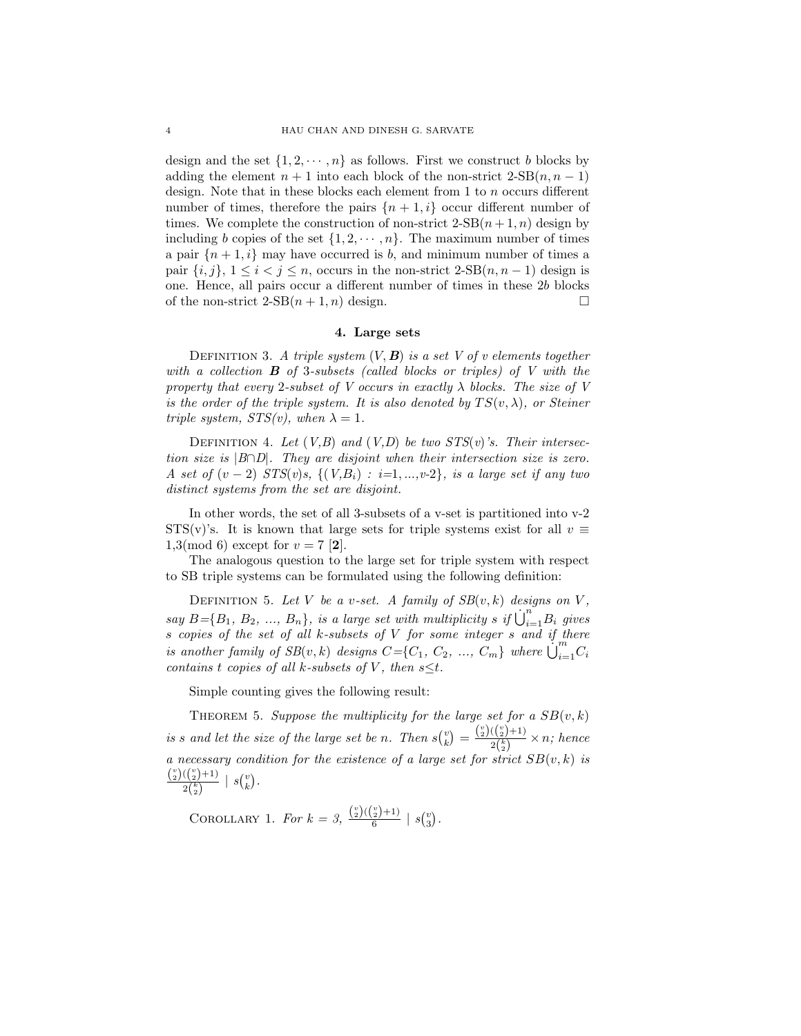design and the set $\{1, 2, \cdots, n\}$ as follows. First we construct $b$ blocks by adding the element $n+1$ into each block of the non-strict 2-SB$(n, n-1)$ design. Note that in these blocks each element from 1 to $n$ occurs different number of times, therefore the pairs $\{n+1, i\}$ occur different number of times. We complete the construction of non-strict 2-SB$(n+1, n)$ design by including $b$ copies of the set $\{1, 2, \cdots, n\}$. The maximum number of times a pair $\{n+1, i\}$ may have occurred is $b$, and minimum number of times a pair $\{i, j\}$, $1 \leq i < j \leq n$, occurs in the non-strict 2-SB$(n, n-1)$ design is one. Hence, all pairs occur a different number of times in these $2b$ blocks of the non-strict 2-SB$(n+1, n)$ design. □

## 4. Large sets

Definition 3. *A triple system $(V, \boldsymbol{B})$ is a set $V$ of $v$ elements together with a collection $\boldsymbol{B}$ of 3-subsets (called blocks or triples) of $V$ with the property that every 2-subset of $V$ occurs in exactly $\lambda$ blocks. The size of $V$ is the order of the triple system. It is also denoted by $TS(v, \lambda)$, or Steiner triple system, STS(v), when $\lambda = 1$.*

Definition 4. *Let $(V,B)$ and $(V,D)$ be two STS(v)'s. Their intersection size is $|B \cap D|$. They are disjoint when their intersection size is zero. A set of $(v-2)$ STS(v)s, $\{(V,B_i) : i=1,...,v\text{-}2\}$, is a large set if any two distinct systems from the set are disjoint.*

In other words, the set of all 3-subsets of a v-set is partitioned into v-2 STS(v)'s. It is known that large sets for triple systems exist for all $v \equiv 1,3 (\text{mod } 6)$ except for $v = 7$ [**2**].

The analogous question to the large set for triple system with respect to SB triple systems can be formulated using the following definition:

Definition 5. *Let $V$ be a $v$-set. A family of $SB(v,k)$ designs on $V$, say $B = \{B_1, B_2, ..., B_n\}$, is a large set with multiplicity $s$ if $\dot{\bigcup}_{i=1}^{n} B_i$ gives $s$ copies of the set of all $k$-subsets of $V$ for some integer $s$ and if there is another family of $SB(v,k)$ designs $C = \{C_1, C_2, ..., C_m\}$ where $\dot{\bigcup}_{i=1}^{m} C_i$ contains $t$ copies of all $k$-subsets of $V$, then $s \leq t$.*

Simple counting gives the following result:

Theorem 5. *Suppose the multiplicity for the large set for a $SB(v,k)$ is $s$ and let the size of the large set be $n$. Then $s\binom{v}{k} = \frac{\binom{v}{2}(\binom{v}{2}+1)}{2\binom{k}{2}} \times n$; hence a necessary condition for the existence of a large set for strict $SB(v,k)$ is $\frac{\binom{v}{2}(\binom{v}{2}+1)}{2\binom{k}{2}} \mid s\binom{v}{k}$.*

Corollary 1. *For $k = 3$, $\frac{\binom{v}{2}(\binom{v}{2}+1)}{6} \mid s\binom{v}{3}$.*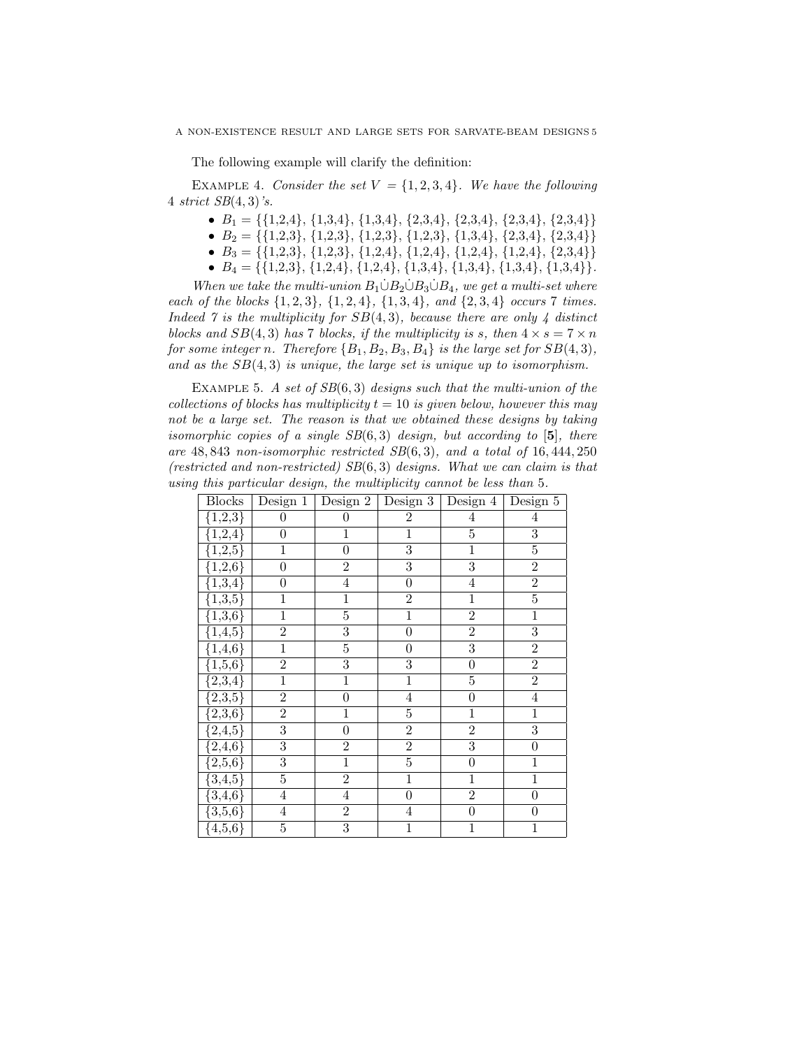The following example will clarify the definition:

Example 4. *Consider the set $V = \{1, 2, 3, 4\}$. We have the following 4 strict $SB(4, 3)$'s.*

- $B_1 = \{\{1,2,4\}, \{1,3,4\}, \{1,3,4\}, \{2,3,4\}, \{2,3,4\}, \{2,3,4\}, \{2,3,4\}\}$
- $B_2 = \{\{1,2,3\}, \{1,2,3\}, \{1,2,3\}, \{1,2,3\}, \{1,3,4\}, \{2,3,4\}, \{2,3,4\}\}$
- $B_3 = \{\{1,2,3\}, \{1,2,3\}, \{1,2,4\}, \{1,2,4\}, \{1,2,4\}, \{1,2,4\}, \{2,3,4\}\}$
- $B_4 = \{\{1,2,3\}, \{1,2,4\}, \{1,2,4\}, \{1,3,4\}, \{1,3,4\}, \{1,3,4\}, \{1,3,4\}\}$.

*When we take the multi-union $B_1 \dot{\cup} B_2 \dot{\cup} B_3 \dot{\cup} B_4$, we get a multi-set where each of the blocks $\{1, 2, 3\}$, $\{1, 2, 4\}$, $\{1, 3, 4\}$, and $\{2, 3, 4\}$ occurs 7 times. Indeed 7 is the multiplicity for $SB(4, 3)$, because there are only 4 distinct blocks and $SB(4, 3)$ has 7 blocks, if the multiplicity is $s$, then $4 \times s = 7 \times n$ for some integer $n$. Therefore $\{B_1, B_2, B_3, B_4\}$ is the large set for $SB(4, 3)$, and as the $SB(4, 3)$ is unique, the large set is unique up to isomorphism.*

Example 5. *A set of $SB(6, 3)$ designs such that the multi-union of the collections of blocks has multiplicity $t = 10$ is given below, however this may not be a large set. The reason is that we obtained these designs by taking isomorphic copies of a single $SB(6, 3)$ design, but according to* [**5**]*, there are 48,843 non-isomorphic restricted $SB(6, 3)$, and a total of 16,444,250 (restricted and non-restricted) $SB(6, 3)$ designs. What we can claim is that using this particular design, the multiplicity cannot be less than 5.*

| Blocks | Design 1 | Design 2 | Design 3 | Design 4 | Design 5 |
|---|---|---|---|---|---|
| {1,2,3} | 0 | 0 | 2 | 4 | 4 |
| {1,2,4} | 0 | 1 | 1 | 5 | 3 |
| {1,2,5} | 1 | 0 | 3 | 1 | 5 |
| {1,2,6} | 0 | 2 | 3 | 3 | 2 |
| {1,3,4} | 0 | 4 | 0 | 4 | 2 |
| {1,3,5} | 1 | 1 | 2 | 1 | 5 |
| {1,3,6} | 1 | 5 | 1 | 2 | 1 |
| {1,4,5} | 2 | 3 | 0 | 2 | 3 |
| {1,4,6} | 1 | 5 | 0 | 3 | 2 |
| {1,5,6} | 2 | 3 | 3 | 0 | 2 |
| {2,3,4} | 1 | 1 | 1 | 5 | 2 |
| {2,3,5} | 2 | 0 | 4 | 0 | 4 |
| {2,3,6} | 2 | 1 | 5 | 1 | 1 |
| {2,4,5} | 3 | 0 | 2 | 2 | 3 |
| {2,4,6} | 3 | 2 | 2 | 3 | 0 |
| {2,5,6} | 3 | 1 | 5 | 0 | 1 |
| {3,4,5} | 5 | 2 | 1 | 1 | 1 |
| {3,4,6} | 4 | 4 | 0 | 2 | 0 |
| {3,5,6} | 4 | 2 | 4 | 0 | 0 |
| {4,5,6} | 5 | 3 | 1 | 1 | 1 |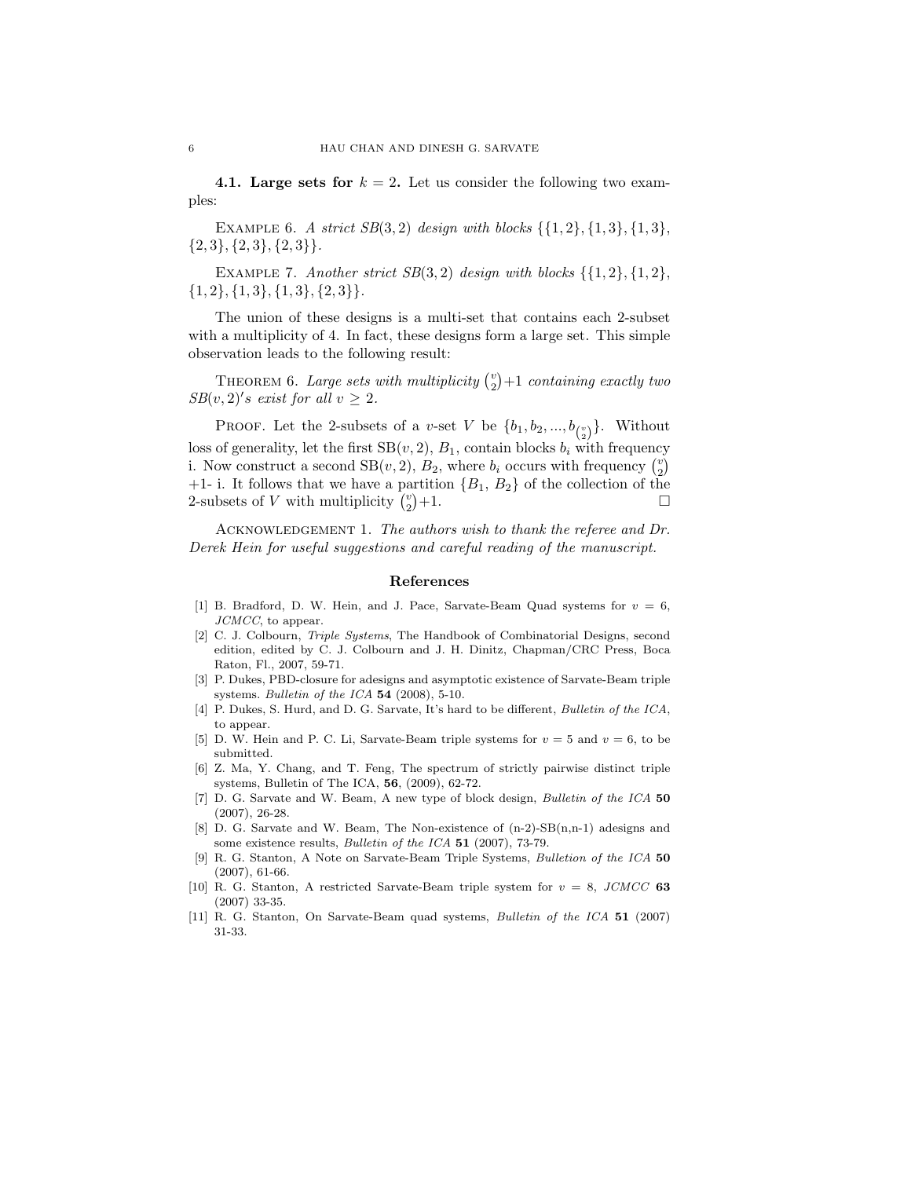**4.1. Large sets for $k = 2$.** Let us consider the following two examples:

Example 6. *A strict SB$(3, 2)$ design with blocks $\{\{1, 2\}, \{1, 3\}, \{1, 3\}, \{2, 3\}, \{2, 3\}, \{2, 3\}\}$.*

Example 7. *Another strict SB$(3, 2)$ design with blocks $\{\{1, 2\}, \{1, 2\}, \{1, 2\}, \{1, 3\}, \{1, 3\}, \{2, 3\}\}$.*

The union of these designs is a multi-set that contains each 2-subset with a multiplicity of 4. In fact, these designs form a large set. This simple observation leads to the following result:

Theorem 6. *Large sets with multiplicity $\binom{v}{2}+1$ containing exactly two $SB(v, 2)'s$ exist for all $v \geq 2$.*

Proof. Let the 2-subsets of a $v$-set $V$ be $\{b_1, b_2, ..., b_{\binom{v}{2}}\}$. Without loss of generality, let the first SB$(v, 2)$, $B_1$, contain blocks $b_i$ with frequency i. Now construct a second SB$(v, 2)$, $B_2$, where $b_i$ occurs with frequency $\binom{v}{2}$ +1- i. It follows that we have a partition $\{B_1, B_2\}$ of the collection of the 2-subsets of $V$ with multiplicity $\binom{v}{2}$+1. $\square$

Acknowledgement 1. *The authors wish to thank the referee and Dr. Derek Hein for useful suggestions and careful reading of the manuscript.*

## References

[1] B. Bradford, D. W. Hein, and J. Pace, Sarvate-Beam Quad systems for $v = 6$, *JCMCC*, to appear.

[2] C. J. Colbourn, *Triple Systems*, The Handbook of Combinatorial Designs, second edition, edited by C. J. Colbourn and J. H. Dinitz, Chapman/CRC Press, Boca Raton, Fl., 2007, 59-71.

[3] P. Dukes, PBD-closure for adesigns and asymptotic existence of Sarvate-Beam triple systems. *Bulletin of the ICA* **54** (2008), 5-10.

[4] P. Dukes, S. Hurd, and D. G. Sarvate, It's hard to be different, *Bulletin of the ICA*, to appear.

[5] D. W. Hein and P. C. Li, Sarvate-Beam triple systems for $v = 5$ and $v = 6$, to be submitted.

[6] Z. Ma, Y. Chang, and T. Feng, The spectrum of strictly pairwise distinct triple systems, Bulletin of The ICA, **56**, (2009), 62-72.

[7] D. G. Sarvate and W. Beam, A new type of block design, *Bulletin of the ICA* **50** (2007), 26-28.

[8] D. G. Sarvate and W. Beam, The Non-existence of (n-2)-SB(n,n-1) adesigns and some existence results, *Bulletin of the ICA* **51** (2007), 73-79.

[9] R. G. Stanton, A Note on Sarvate-Beam Triple Systems, *Bulletion of the ICA* **50** (2007), 61-66.

[10] R. G. Stanton, A restricted Sarvate-Beam triple system for $v = 8$, *JCMCC* **63** (2007) 33-35.

[11] R. G. Stanton, On Sarvate-Beam quad systems, *Bulletin of the ICA* **51** (2007) 31-33.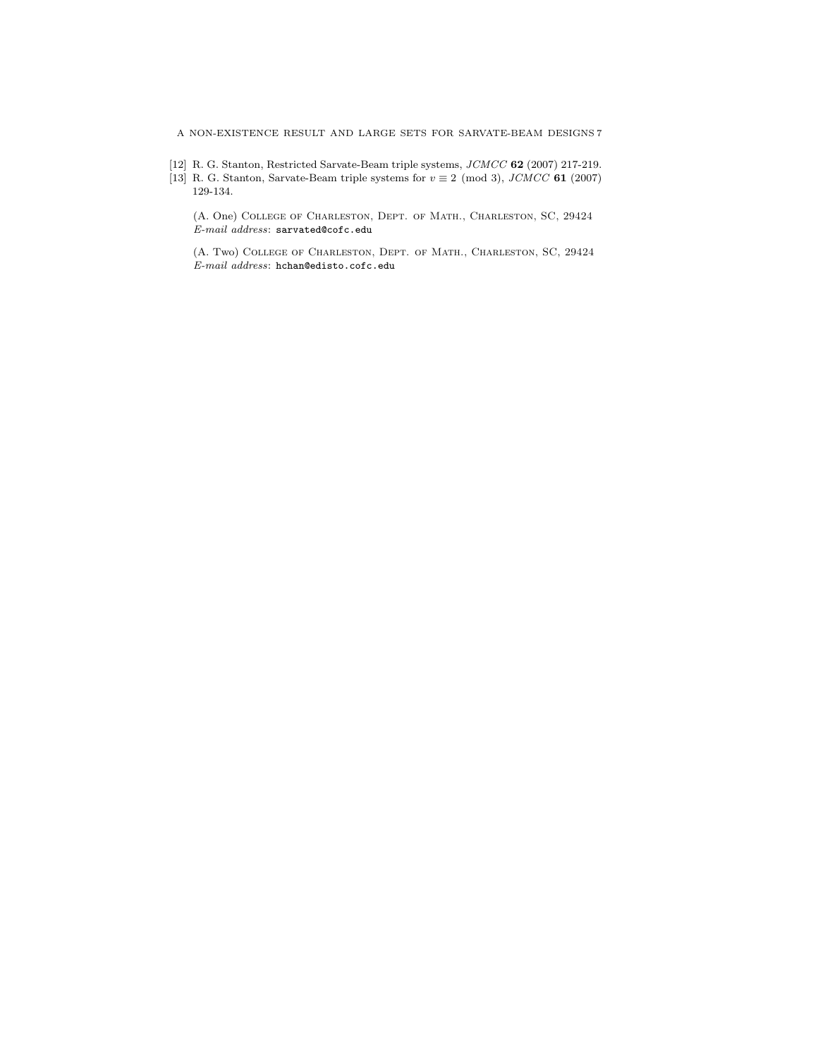[12] R. G. Stanton, Restricted Sarvate-Beam triple systems, *JCMCC* **62** (2007) 217-219.

[13] R. G. Stanton, Sarvate-Beam triple systems for $v \equiv 2 \pmod 3$, *JCMCC* **61** (2007) 129-134.

(A. One) College of Charleston, Dept. of Math., Charleston, SC, 29424
*E-mail address*: `sarvated@cofc.edu`

(A. Two) College of Charleston, Dept. of Math., Charleston, SC, 29424
*E-mail address*: `hchan@edisto.cofc.edu`